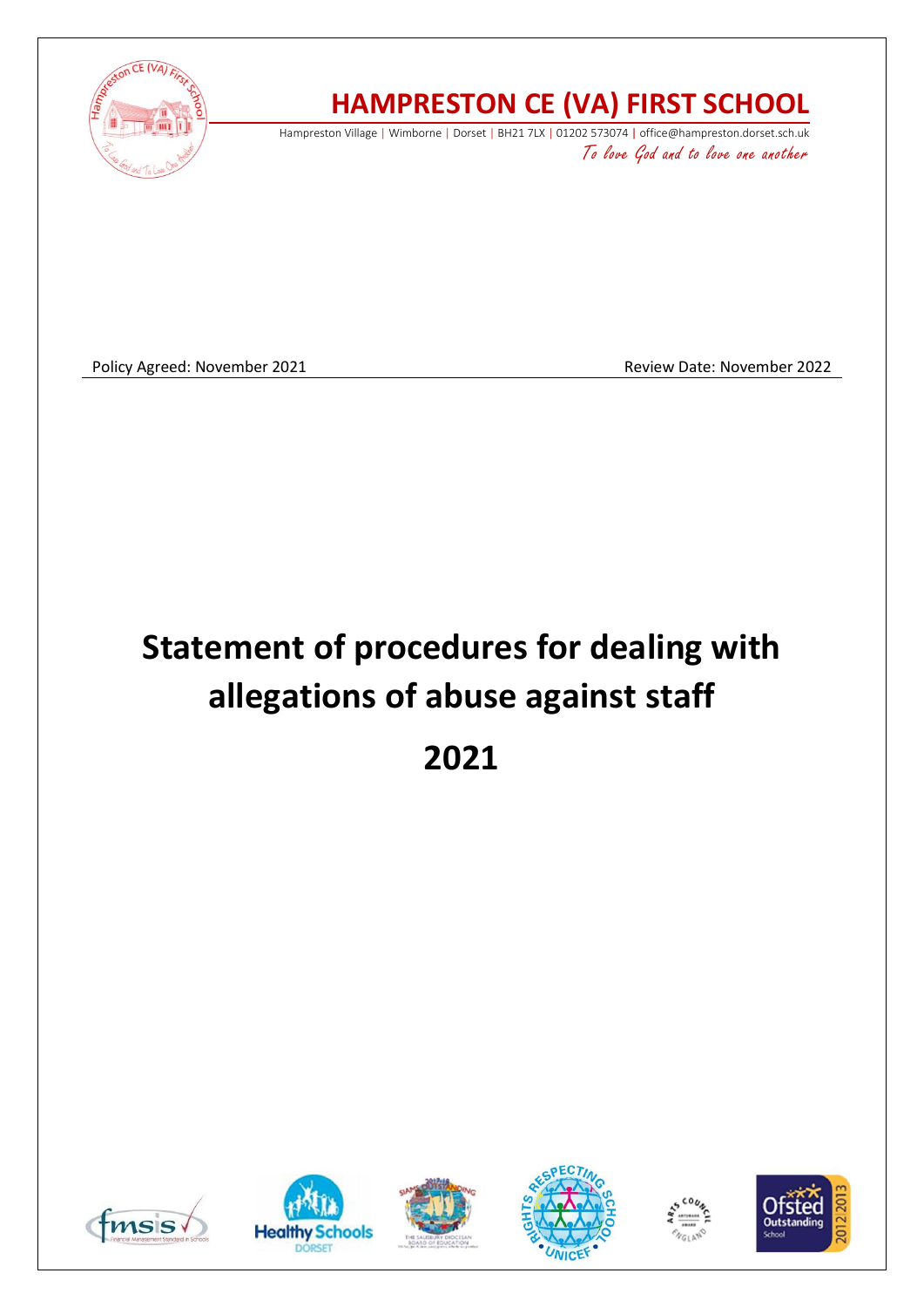# HAMPRESTON CE (VA) FIRST SCHOOL

Hampreston Village | Wimborne | Dorset | BH21 7LX | 01202 573074 | office@hampreston.dorset.sch.uk

*To love God and to love one another*

Policy Agreed: November 2021 Review Date: November 2022

# Statement of procedures for dealing with allegations of abuse against staff

# 2021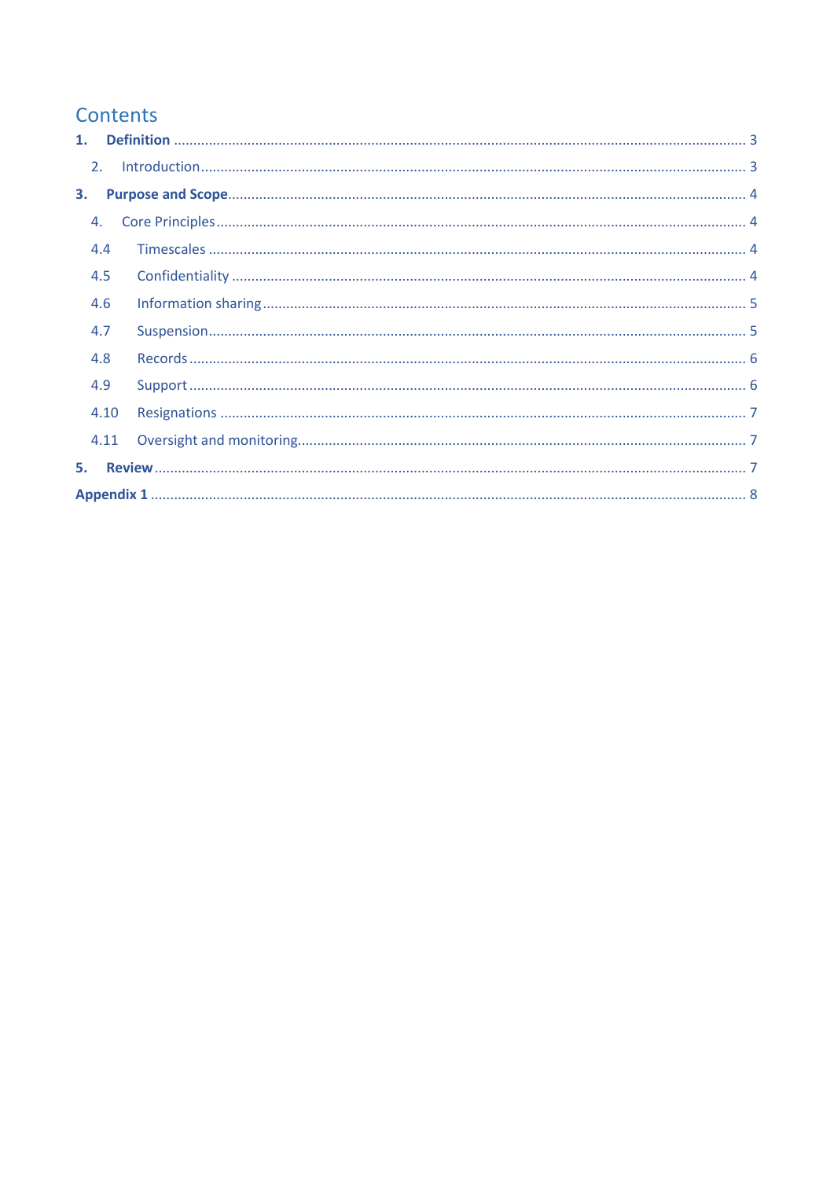# Contents

**1. Definition** .......... 3

2. Introduction .......... 3

**3. Purpose and Scope** .......... 4

4. Core Principles .......... 4

4.4 Timescales .......... 4

4.5 Confidentiality .......... 4

4.6 Information sharing .......... 5

4.7 Suspension .......... 5

4.8 Records .......... 6

4.9 Support .......... 6

4.10 Resignations .......... 7

4.11 Oversight and monitoring .......... 7

**5. Review** .......... 7

**Appendix 1** .......... 8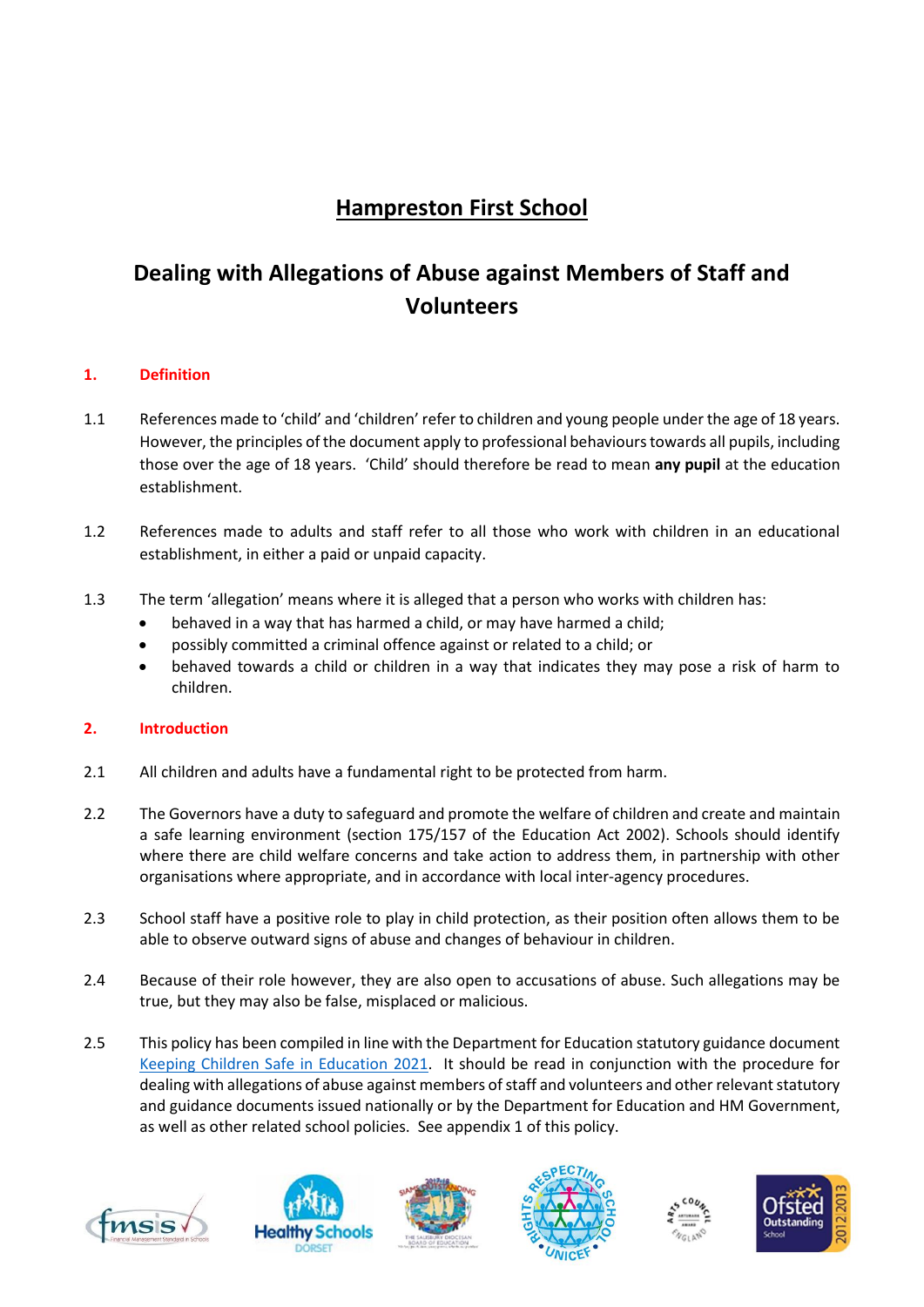# Hampreston First School

## Dealing with Allegations of Abuse against Members of Staff and Volunteers

### 1. Definition

1.1 References made to 'child' and 'children' refer to children and young people under the age of 18 years. However, the principles of the document apply to professional behaviours towards all pupils, including those over the age of 18 years. 'Child' should therefore be read to mean **any pupil** at the education establishment.

1.2 References made to adults and staff refer to all those who work with children in an educational establishment, in either a paid or unpaid capacity.

1.3 The term 'allegation' means where it is alleged that a person who works with children has:

- behaved in a way that has harmed a child, or may have harmed a child;
- possibly committed a criminal offence against or related to a child; or
- behaved towards a child or children in a way that indicates they may pose a risk of harm to children.

### 2. Introduction

2.1 All children and adults have a fundamental right to be protected from harm.

2.2 The Governors have a duty to safeguard and promote the welfare of children and create and maintain a safe learning environment (section 175/157 of the Education Act 2002). Schools should identify where there are child welfare concerns and take action to address them, in partnership with other organisations where appropriate, and in accordance with local inter-agency procedures.

2.3 School staff have a positive role to play in child protection, as their position often allows them to be able to observe outward signs of abuse and changes of behaviour in children.

2.4 Because of their role however, they are also open to accusations of abuse. Such allegations may be true, but they may also be false, misplaced or malicious.

2.5 This policy has been compiled in line with the Department for Education statutory guidance document Keeping Children Safe in Education 2021. It should be read in conjunction with the procedure for dealing with allegations of abuse against members of staff and volunteers and other relevant statutory and guidance documents issued nationally or by the Department for Education and HM Government, as well as other related school policies. See appendix 1 of this policy.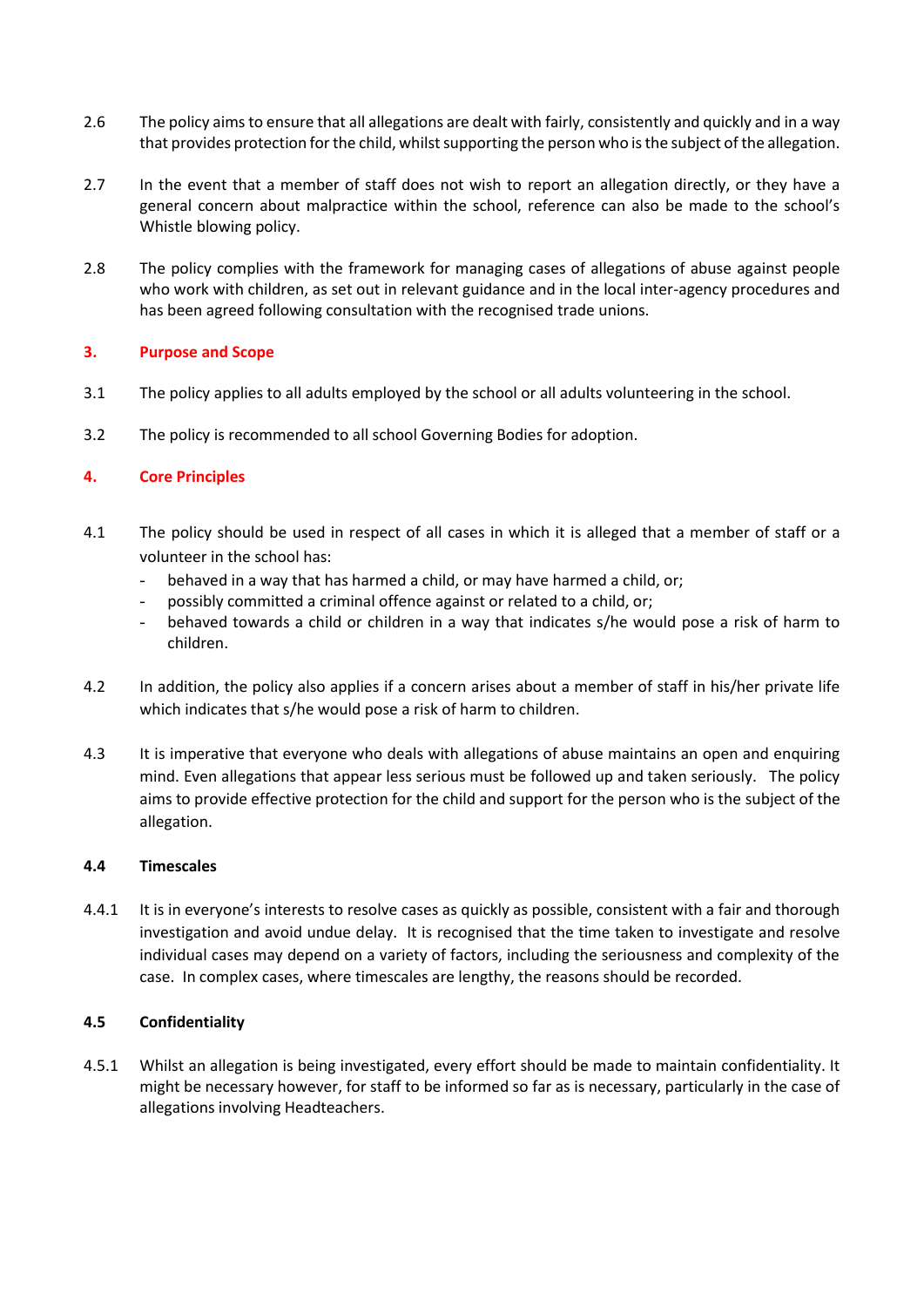2.6 The policy aims to ensure that all allegations are dealt with fairly, consistently and quickly and in a way that provides protection for the child, whilst supporting the person who is the subject of the allegation.

2.7 In the event that a member of staff does not wish to report an allegation directly, or they have a general concern about malpractice within the school, reference can also be made to the school's Whistle blowing policy.

2.8 The policy complies with the framework for managing cases of allegations of abuse against people who work with children, as set out in relevant guidance and in the local inter-agency procedures and has been agreed following consultation with the recognised trade unions.

## 3. Purpose and Scope

3.1 The policy applies to all adults employed by the school or all adults volunteering in the school.

3.2 The policy is recommended to all school Governing Bodies for adoption.

## 4. Core Principles

4.1 The policy should be used in respect of all cases in which it is alleged that a member of staff or a volunteer in the school has:

- behaved in a way that has harmed a child, or may have harmed a child, or;
- possibly committed a criminal offence against or related to a child, or;
- behaved towards a child or children in a way that indicates s/he would pose a risk of harm to children.

4.2 In addition, the policy also applies if a concern arises about a member of staff in his/her private life which indicates that s/he would pose a risk of harm to children.

4.3 It is imperative that everyone who deals with allegations of abuse maintains an open and enquiring mind. Even allegations that appear less serious must be followed up and taken seriously. The policy aims to provide effective protection for the child and support for the person who is the subject of the allegation.

### 4.4 Timescales

4.4.1 It is in everyone's interests to resolve cases as quickly as possible, consistent with a fair and thorough investigation and avoid undue delay. It is recognised that the time taken to investigate and resolve individual cases may depend on a variety of factors, including the seriousness and complexity of the case. In complex cases, where timescales are lengthy, the reasons should be recorded.

### 4.5 Confidentiality

4.5.1 Whilst an allegation is being investigated, every effort should be made to maintain confidentiality. It might be necessary however, for staff to be informed so far as is necessary, particularly in the case of allegations involving Headteachers.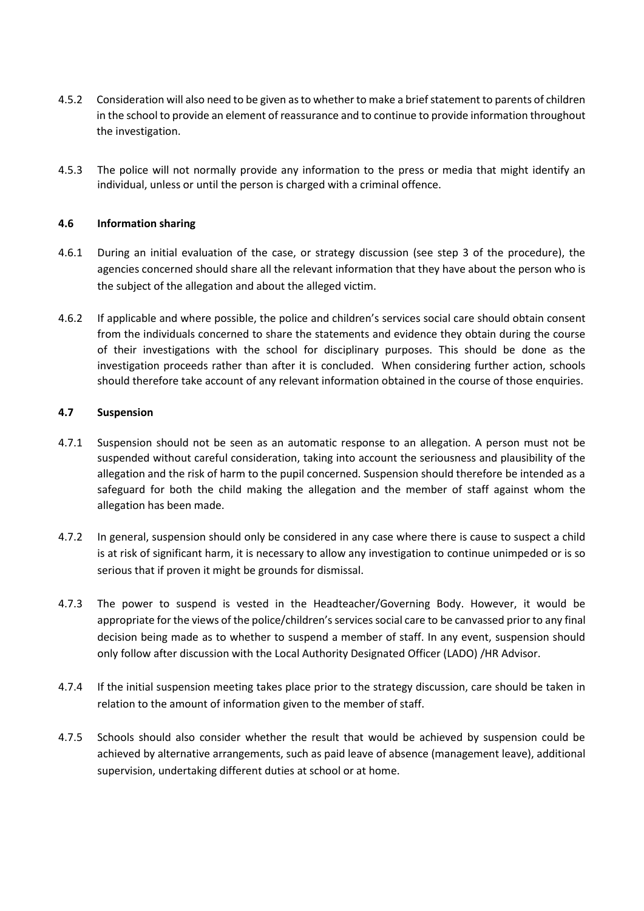4.5.2 Consideration will also need to be given as to whether to make a brief statement to parents of children in the school to provide an element of reassurance and to continue to provide information throughout the investigation.

4.5.3 The police will not normally provide any information to the press or media that might identify an individual, unless or until the person is charged with a criminal offence.

### 4.6 Information sharing

4.6.1 During an initial evaluation of the case, or strategy discussion (see step 3 of the procedure), the agencies concerned should share all the relevant information that they have about the person who is the subject of the allegation and about the alleged victim.

4.6.2 If applicable and where possible, the police and children's services social care should obtain consent from the individuals concerned to share the statements and evidence they obtain during the course of their investigations with the school for disciplinary purposes. This should be done as the investigation proceeds rather than after it is concluded. When considering further action, schools should therefore take account of any relevant information obtained in the course of those enquiries.

### 4.7 Suspension

4.7.1 Suspension should not be seen as an automatic response to an allegation. A person must not be suspended without careful consideration, taking into account the seriousness and plausibility of the allegation and the risk of harm to the pupil concerned. Suspension should therefore be intended as a safeguard for both the child making the allegation and the member of staff against whom the allegation has been made.

4.7.2 In general, suspension should only be considered in any case where there is cause to suspect a child is at risk of significant harm, it is necessary to allow any investigation to continue unimpeded or is so serious that if proven it might be grounds for dismissal.

4.7.3 The power to suspend is vested in the Headteacher/Governing Body. However, it would be appropriate for the views of the police/children's services social care to be canvassed prior to any final decision being made as to whether to suspend a member of staff. In any event, suspension should only follow after discussion with the Local Authority Designated Officer (LADO) /HR Advisor.

4.7.4 If the initial suspension meeting takes place prior to the strategy discussion, care should be taken in relation to the amount of information given to the member of staff.

4.7.5 Schools should also consider whether the result that would be achieved by suspension could be achieved by alternative arrangements, such as paid leave of absence (management leave), additional supervision, undertaking different duties at school or at home.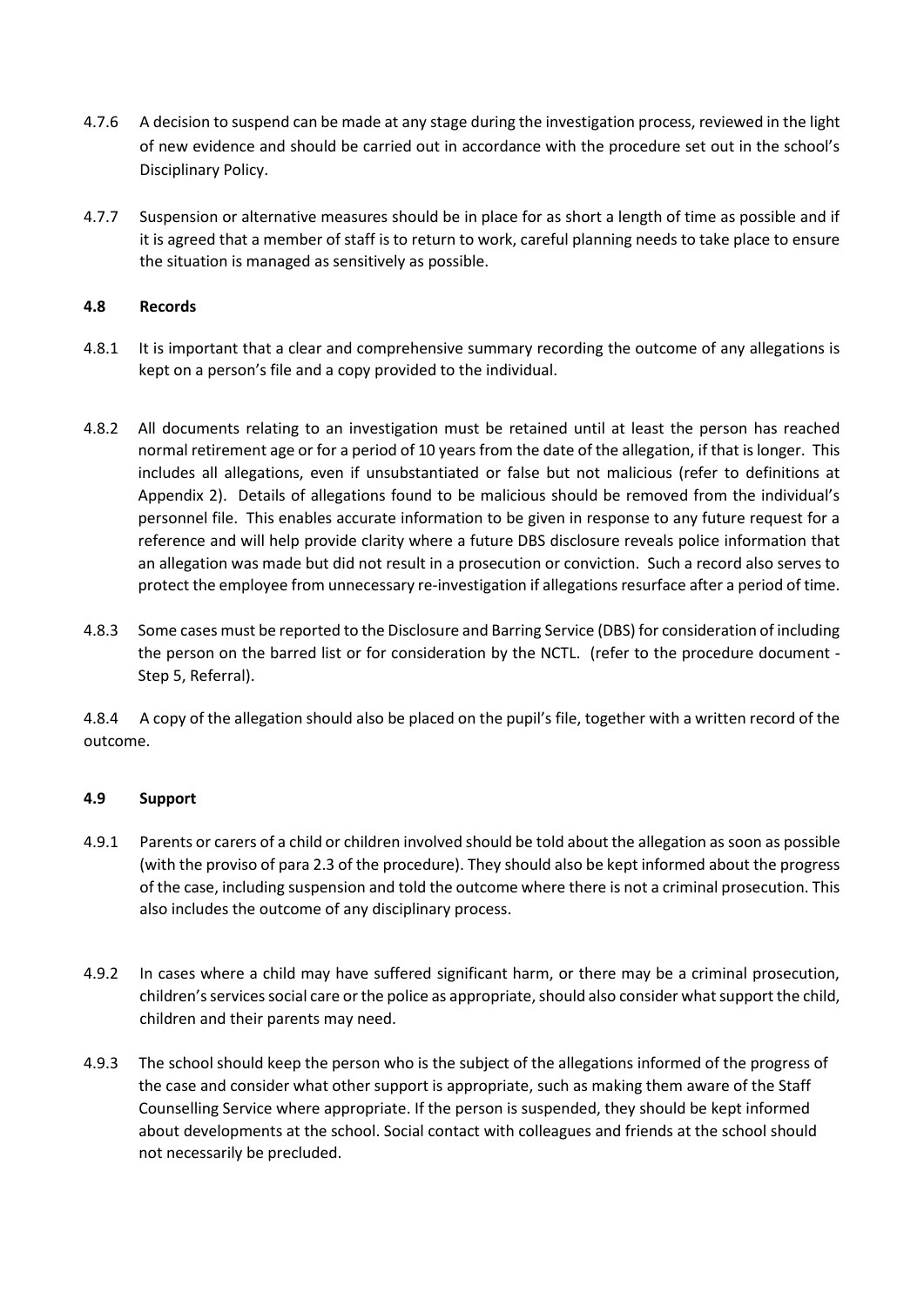4.7.6 A decision to suspend can be made at any stage during the investigation process, reviewed in the light of new evidence and should be carried out in accordance with the procedure set out in the school's Disciplinary Policy.

4.7.7 Suspension or alternative measures should be in place for as short a length of time as possible and if it is agreed that a member of staff is to return to work, careful planning needs to take place to ensure the situation is managed as sensitively as possible.

### 4.8 Records

4.8.1 It is important that a clear and comprehensive summary recording the outcome of any allegations is kept on a person's file and a copy provided to the individual.

4.8.2 All documents relating to an investigation must be retained until at least the person has reached normal retirement age or for a period of 10 years from the date of the allegation, if that is longer. This includes all allegations, even if unsubstantiated or false but not malicious (refer to definitions at Appendix 2). Details of allegations found to be malicious should be removed from the individual's personnel file. This enables accurate information to be given in response to any future request for a reference and will help provide clarity where a future DBS disclosure reveals police information that an allegation was made but did not result in a prosecution or conviction. Such a record also serves to protect the employee from unnecessary re-investigation if allegations resurface after a period of time.

4.8.3 Some cases must be reported to the Disclosure and Barring Service (DBS) for consideration of including the person on the barred list or for consideration by the NCTL. (refer to the procedure document - Step 5, Referral).

4.8.4 A copy of the allegation should also be placed on the pupil's file, together with a written record of the outcome.

### 4.9 Support

4.9.1 Parents or carers of a child or children involved should be told about the allegation as soon as possible (with the proviso of para 2.3 of the procedure). They should also be kept informed about the progress of the case, including suspension and told the outcome where there is not a criminal prosecution. This also includes the outcome of any disciplinary process.

4.9.2 In cases where a child may have suffered significant harm, or there may be a criminal prosecution, children's services social care or the police as appropriate, should also consider what support the child, children and their parents may need.

4.9.3 The school should keep the person who is the subject of the allegations informed of the progress of the case and consider what other support is appropriate, such as making them aware of the Staff Counselling Service where appropriate. If the person is suspended, they should be kept informed about developments at the school. Social contact with colleagues and friends at the school should not necessarily be precluded.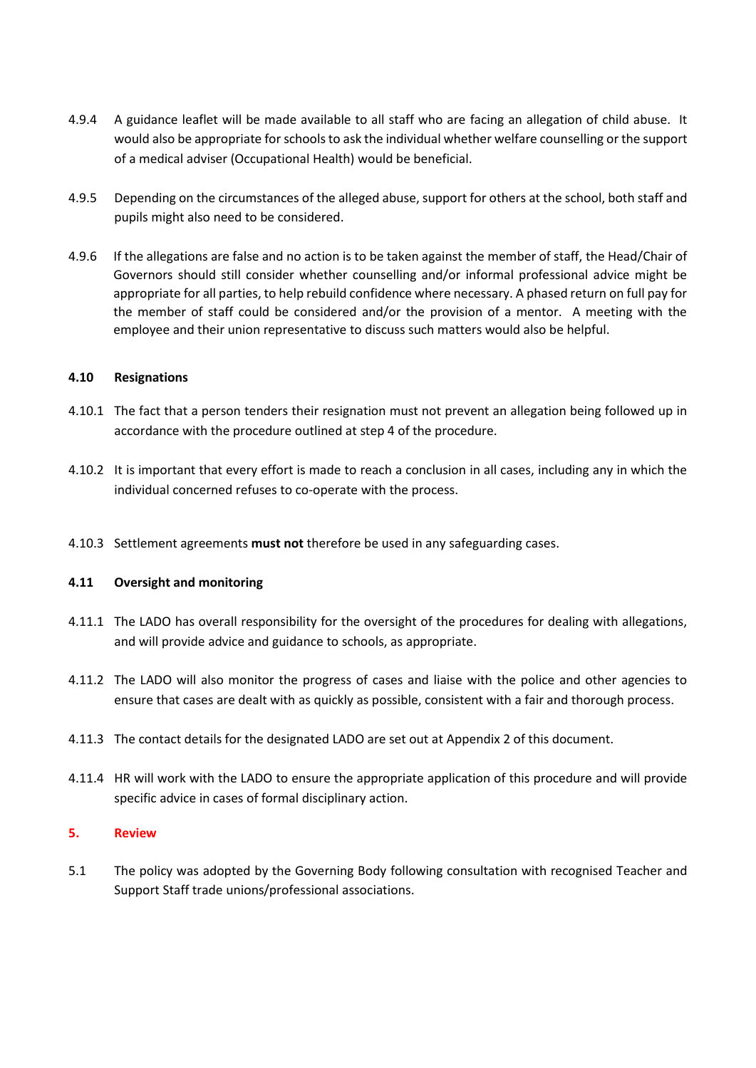4.9.4 A guidance leaflet will be made available to all staff who are facing an allegation of child abuse. It would also be appropriate for schools to ask the individual whether welfare counselling or the support of a medical adviser (Occupational Health) would be beneficial.

4.9.5 Depending on the circumstances of the alleged abuse, support for others at the school, both staff and pupils might also need to be considered.

4.9.6 If the allegations are false and no action is to be taken against the member of staff, the Head/Chair of Governors should still consider whether counselling and/or informal professional advice might be appropriate for all parties, to help rebuild confidence where necessary. A phased return on full pay for the member of staff could be considered and/or the provision of a mentor. A meeting with the employee and their union representative to discuss such matters would also be helpful.

**4.10 Resignations**

4.10.1 The fact that a person tenders their resignation must not prevent an allegation being followed up in accordance with the procedure outlined at step 4 of the procedure.

4.10.2 It is important that every effort is made to reach a conclusion in all cases, including any in which the individual concerned refuses to co-operate with the process.

4.10.3 Settlement agreements **must not** therefore be used in any safeguarding cases.

**4.11 Oversight and monitoring**

4.11.1 The LADO has overall responsibility for the oversight of the procedures for dealing with allegations, and will provide advice and guidance to schools, as appropriate.

4.11.2 The LADO will also monitor the progress of cases and liaise with the police and other agencies to ensure that cases are dealt with as quickly as possible, consistent with a fair and thorough process.

4.11.3 The contact details for the designated LADO are set out at Appendix 2 of this document.

4.11.4 HR will work with the LADO to ensure the appropriate application of this procedure and will provide specific advice in cases of formal disciplinary action.

## 5. Review

5.1 The policy was adopted by the Governing Body following consultation with recognised Teacher and Support Staff trade unions/professional associations.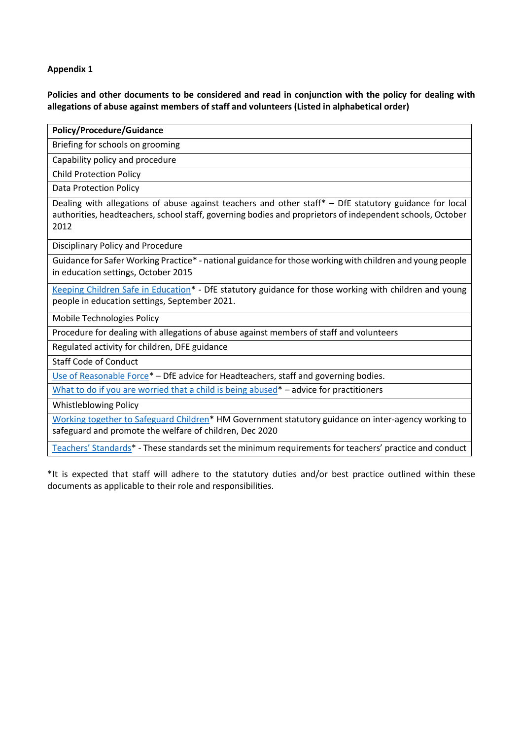**Appendix 1**

**Policies and other documents to be considered and read in conjunction with the policy for dealing with allegations of abuse against members of staff and volunteers (Listed in alphabetical order)**

| Policy/Procedure/Guidance |
|---|
| Briefing for schools on grooming |
| Capability policy and procedure |
| Child Protection Policy |
| Data Protection Policy |
| Dealing with allegations of abuse against teachers and other staff* – DfE statutory guidance for local authorities, headteachers, school staff, governing bodies and proprietors of independent schools, October 2012 |
| Disciplinary Policy and Procedure |
| Guidance for Safer Working Practice* - national guidance for those working with children and young people in education settings, October 2015 |
| Keeping Children Safe in Education* - DfE statutory guidance for those working with children and young people in education settings, September 2021. |
| Mobile Technologies Policy |
| Procedure for dealing with allegations of abuse against members of staff and volunteers |
| Regulated activity for children, DFE guidance |
| Staff Code of Conduct |
| Use of Reasonable Force* – DfE advice for Headteachers, staff and governing bodies. |
| What to do if you are worried that a child is being abused* – advice for practitioners |
| Whistleblowing Policy |
| Working together to Safeguard Children* HM Government statutory guidance on inter-agency working to safeguard and promote the welfare of children, Dec 2020 |
| Teachers' Standards* - These standards set the minimum requirements for teachers' practice and conduct |

*It is expected that staff will adhere to the statutory duties and/or best practice outlined within these documents as applicable to their role and responsibilities.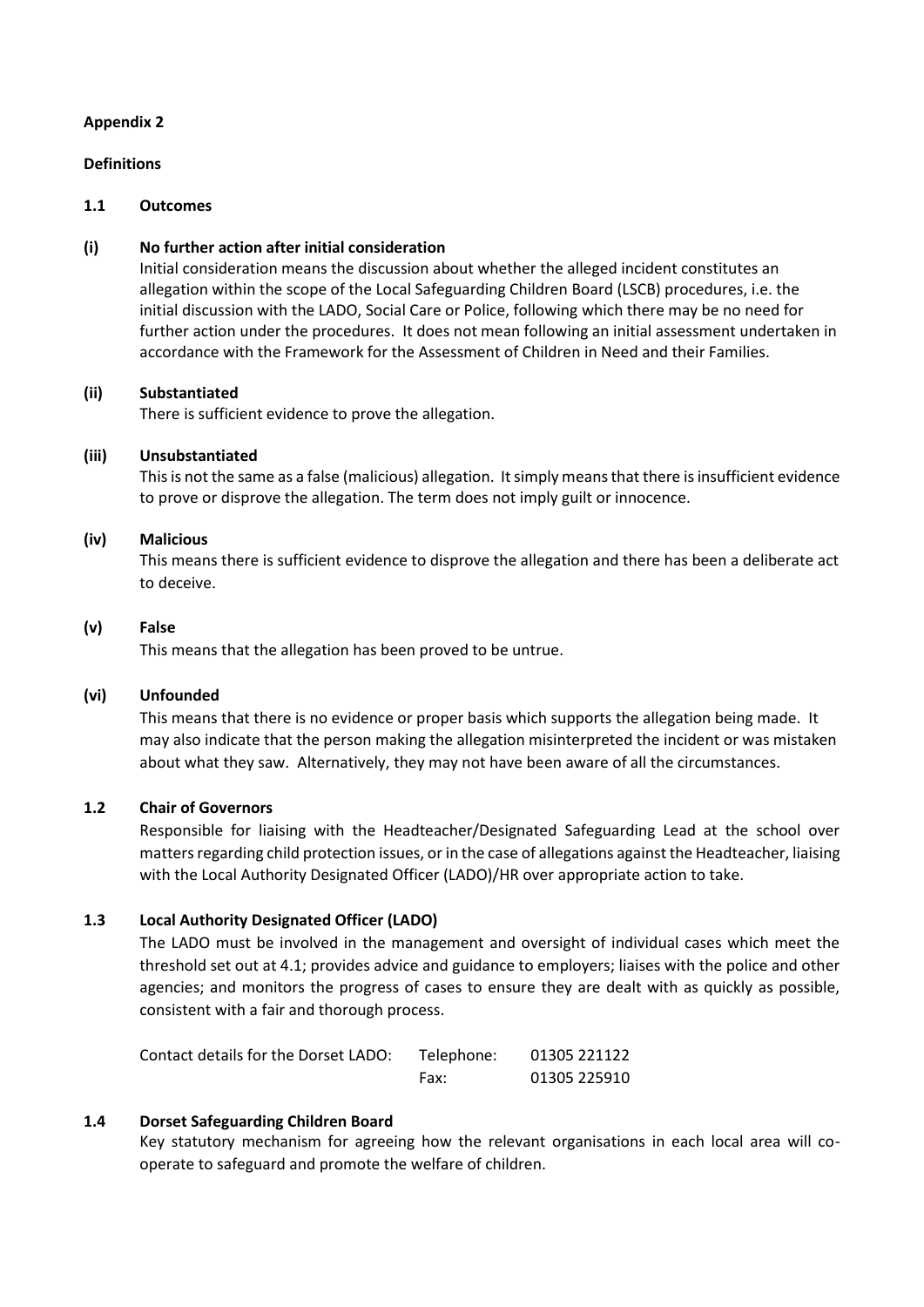**Appendix 2**

**Definitions**

**1.1 Outcomes**

**(i) No further action after initial consideration**

Initial consideration means the discussion about whether the alleged incident constitutes an allegation within the scope of the Local Safeguarding Children Board (LSCB) procedures, i.e. the initial discussion with the LADO, Social Care or Police, following which there may be no need for further action under the procedures. It does not mean following an initial assessment undertaken in accordance with the Framework for the Assessment of Children in Need and their Families.

**(ii) Substantiated**

There is sufficient evidence to prove the allegation.

**(iii) Unsubstantiated**

This is not the same as a false (malicious) allegation. It simply means that there is insufficient evidence to prove or disprove the allegation. The term does not imply guilt or innocence.

**(iv) Malicious**

This means there is sufficient evidence to disprove the allegation and there has been a deliberate act to deceive.

**(v) False**

This means that the allegation has been proved to be untrue.

**(vi) Unfounded**

This means that there is no evidence or proper basis which supports the allegation being made. It may also indicate that the person making the allegation misinterpreted the incident or was mistaken about what they saw. Alternatively, they may not have been aware of all the circumstances.

**1.2 Chair of Governors**

Responsible for liaising with the Headteacher/Designated Safeguarding Lead at the school over matters regarding child protection issues, or in the case of allegations against the Headteacher, liaising with the Local Authority Designated Officer (LADO)/HR over appropriate action to take.

**1.3 Local Authority Designated Officer (LADO)**

The LADO must be involved in the management and oversight of individual cases which meet the threshold set out at 4.1; provides advice and guidance to employers; liaises with the police and other agencies; and monitors the progress of cases to ensure they are dealt with as quickly as possible, consistent with a fair and thorough process.

| | | |
|---|---|---|
| Contact details for the Dorset LADO: | Telephone: | 01305 221122 |
| | Fax: | 01305 225910 |

**1.4 Dorset Safeguarding Children Board**

Key statutory mechanism for agreeing how the relevant organisations in each local area will co-operate to safeguard and promote the welfare of children.